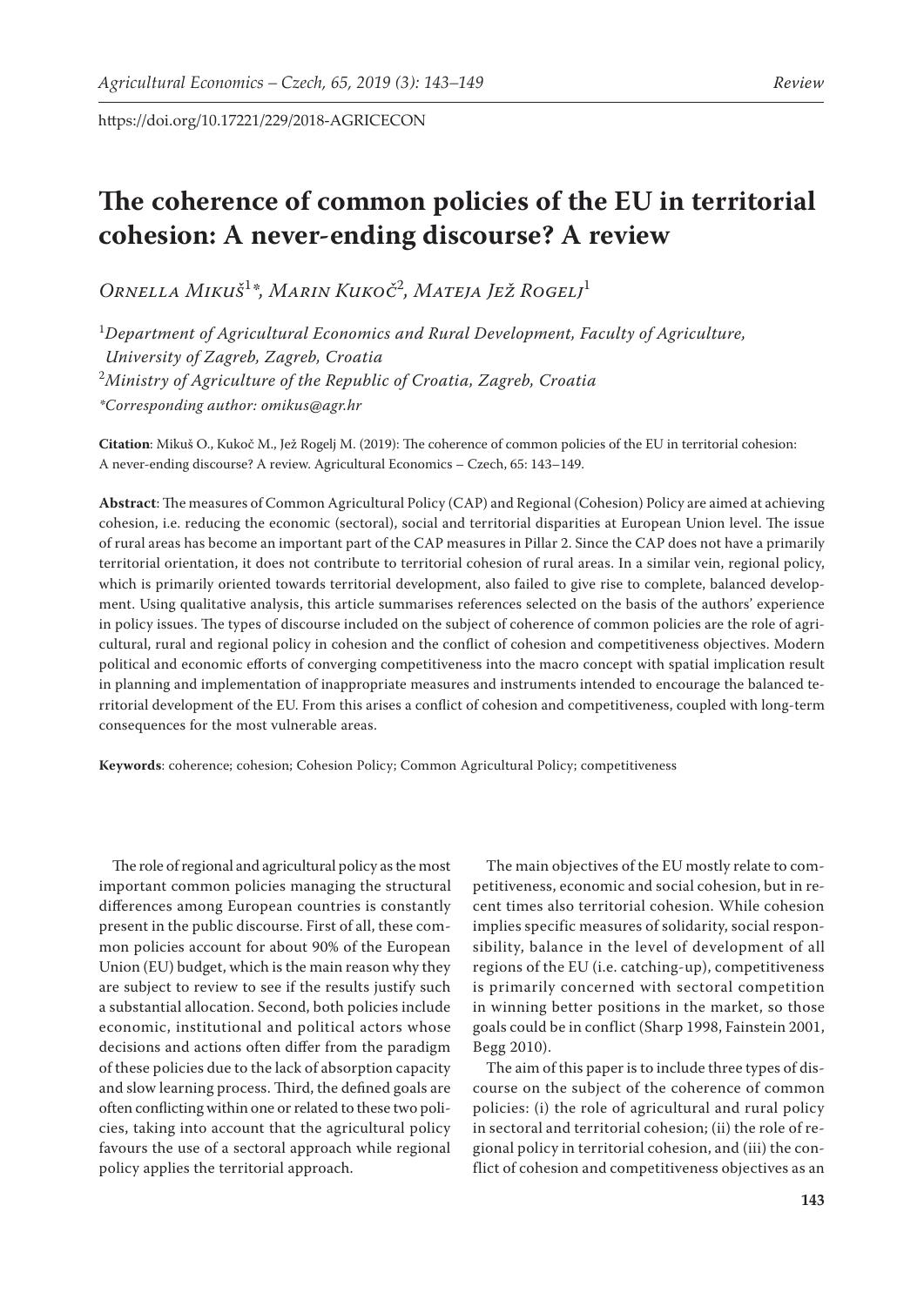https://doi.org/10.17221/229/2018-AGRICECON

# The coherence of common policies of the EU in territorial cohesion: A never-ending discourse? A review

*Ornella Mikuš*[1]*, *Marin Kukoč*[2], *Mateja Jež Rogelj*[1]

[1]*Department of Agricultural Economics and Rural Development, Faculty of Agriculture, University of Zagreb, Zagreb, Croatia*
[2]*Ministry of Agriculture of the Republic of Croatia, Zagreb, Croatia*
*\*Corresponding author: omikus@agr.hr*

**Citation**: Mikuš O., Kukoč M., Jež Rogelj M. (2019): The coherence of common policies of the EU in territorial cohesion: A never-ending discourse? A review. Agricultural Economics – Czech, 65: 143–149.

**Abstract**: The measures of Common Agricultural Policy (CAP) and Regional (Cohesion) Policy are aimed at achieving cohesion, i.e. reducing the economic (sectoral), social and territorial disparities at European Union level. The issue of rural areas has become an important part of the CAP measures in Pillar 2. Since the CAP does not have a primarily territorial orientation, it does not contribute to territorial cohesion of rural areas. In a similar vein, regional policy, which is primarily oriented towards territorial development, also failed to give rise to complete, balanced development. Using qualitative analysis, this article summarises references selected on the basis of the authors' experience in policy issues. The types of discourse included on the subject of coherence of common policies are the role of agricultural, rural and regional policy in cohesion and the conflict of cohesion and competitiveness objectives. Modern political and economic efforts of converging competitiveness into the macro concept with spatial implication result in planning and implementation of inappropriate measures and instruments intended to encourage the balanced territorial development of the EU. From this arises a conflict of cohesion and competitiveness, coupled with long-term consequences for the most vulnerable areas.

**Keywords**: coherence; cohesion; Cohesion Policy; Common Agricultural Policy; competitiveness

The role of regional and agricultural policy as the most important common policies managing the structural differences among European countries is constantly present in the public discourse. First of all, these common policies account for about 90% of the European Union (EU) budget, which is the main reason why they are subject to review to see if the results justify such a substantial allocation. Second, both policies include economic, institutional and political actors whose decisions and actions often differ from the paradigm of these policies due to the lack of absorption capacity and slow learning process. Third, the defined goals are often conflicting within one or related to these two policies, taking into account that the agricultural policy favours the use of a sectoral approach while regional policy applies the territorial approach.

The main objectives of the EU mostly relate to competitiveness, economic and social cohesion, but in recent times also territorial cohesion. While cohesion implies specific measures of solidarity, social responsibility, balance in the level of development of all regions of the EU (i.e. catching-up), competitiveness is primarily concerned with sectoral competition in winning better positions in the market, so those goals could be in conflict (Sharp 1998, Fainstein 2001, Begg 2010).

The aim of this paper is to include three types of discourse on the subject of the coherence of common policies: (i) the role of agricultural and rural policy in sectoral and territorial cohesion; (ii) the role of regional policy in territorial cohesion, and (iii) the conflict of cohesion and competitiveness objectives as an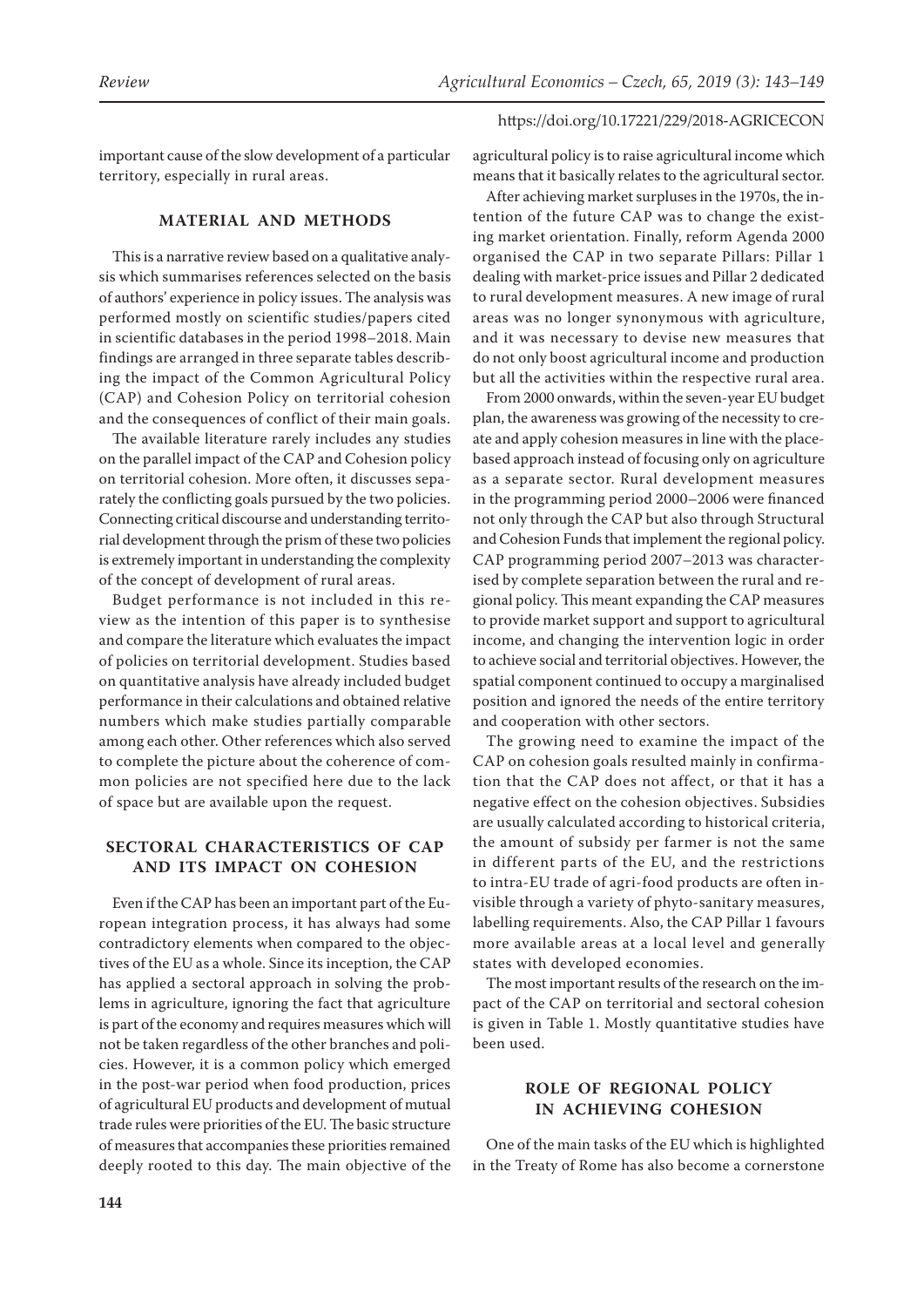important cause of the slow development of a particular territory, especially in rural areas.

## MATERIAL AND METHODS

This is a narrative review based on a qualitative analysis which summarises references selected on the basis of authors' experience in policy issues. The analysis was performed mostly on scientific studies/papers cited in scientific databases in the period 1998–2018. Main findings are arranged in three separate tables describing the impact of the Common Agricultural Policy (CAP) and Cohesion Policy on territorial cohesion and the consequences of conflict of their main goals.

The available literature rarely includes any studies on the parallel impact of the CAP and Cohesion policy on territorial cohesion. More often, it discusses separately the conflicting goals pursued by the two policies. Connecting critical discourse and understanding territorial development through the prism of these two policies is extremely important in understanding the complexity of the concept of development of rural areas.

Budget performance is not included in this review as the intention of this paper is to synthesise and compare the literature which evaluates the impact of policies on territorial development. Studies based on quantitative analysis have already included budget performance in their calculations and obtained relative numbers which make studies partially comparable among each other. Other references which also served to complete the picture about the coherence of common policies are not specified here due to the lack of space but are available upon the request.

## SECTORAL CHARACTERISTICS OF CAP AND ITS IMPACT ON COHESION

Even if the CAP has been an important part of the European integration process, it has always had some contradictory elements when compared to the objectives of the EU as a whole. Since its inception, the CAP has applied a sectoral approach in solving the problems in agriculture, ignoring the fact that agriculture is part of the economy and requires measures which will not be taken regardless of the other branches and policies. However, it is a common policy which emerged in the post-war period when food production, prices of agricultural EU products and development of mutual trade rules were priorities of the EU. The basic structure of measures that accompanies these priorities remained deeply rooted to this day. The main objective of the agricultural policy is to raise agricultural income which means that it basically relates to the agricultural sector.

After achieving market surpluses in the 1970s, the intention of the future CAP was to change the existing market orientation. Finally, reform Agenda 2000 organised the CAP in two separate Pillars: Pillar 1 dealing with market-price issues and Pillar 2 dedicated to rural development measures. A new image of rural areas was no longer synonymous with agriculture, and it was necessary to devise new measures that do not only boost agricultural income and production but all the activities within the respective rural area.

From 2000 onwards, within the seven-year EU budget plan, the awareness was growing of the necessity to create and apply cohesion measures in line with the place-based approach instead of focusing only on agriculture as a separate sector. Rural development measures in the programming period 2000–2006 were financed not only through the CAP but also through Structural and Cohesion Funds that implement the regional policy. CAP programming period 2007–2013 was characterised by complete separation between the rural and regional policy. This meant expanding the CAP measures to provide market support and support to agricultural income, and changing the intervention logic in order to achieve social and territorial objectives. However, the spatial component continued to occupy a marginalised position and ignored the needs of the entire territory and cooperation with other sectors.

The growing need to examine the impact of the CAP on cohesion goals resulted mainly in confirmation that the CAP does not affect, or that it has a negative effect on the cohesion objectives. Subsidies are usually calculated according to historical criteria, the amount of subsidy per farmer is not the same in different parts of the EU, and the restrictions to intra-EU trade of agri-food products are often invisible through a variety of phyto-sanitary measures, labelling requirements. Also, the CAP Pillar 1 favours more available areas at a local level and generally states with developed economies.

The most important results of the research on the impact of the CAP on territorial and sectoral cohesion is given in Table 1. Mostly quantitative studies have been used.

## ROLE OF REGIONAL POLICY IN ACHIEVING COHESION

One of the main tasks of the EU which is highlighted in the Treaty of Rome has also become a cornerstone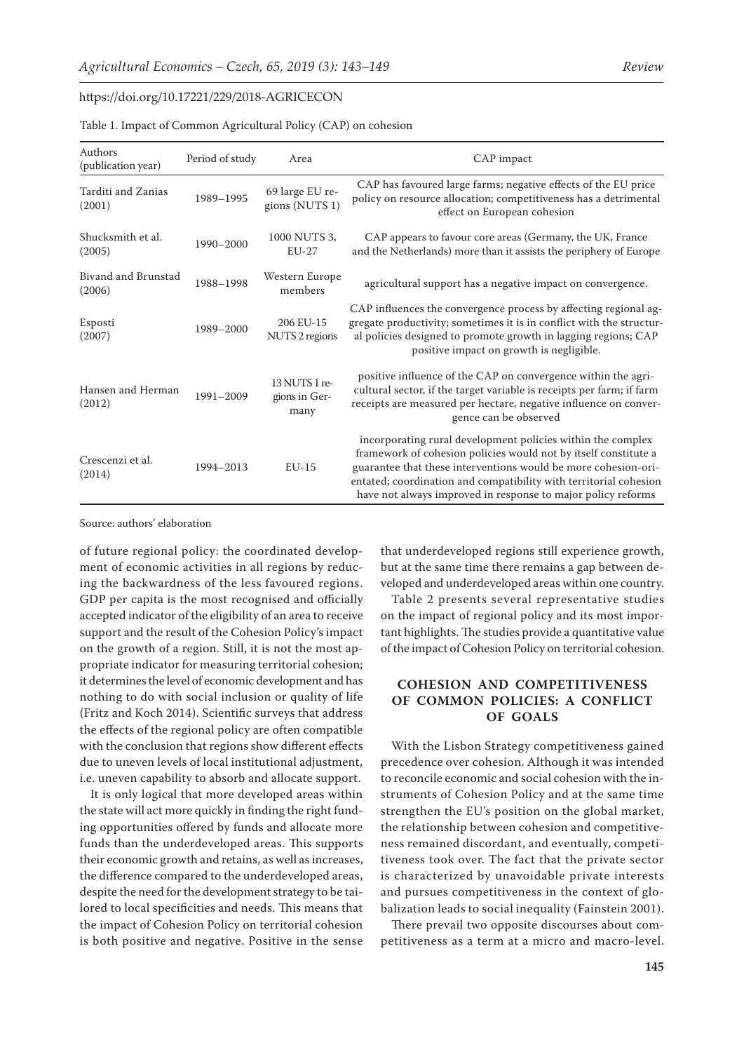Table 1. Impact of Common Agricultural Policy (CAP) on cohesion

| Authors (publication year) | Period of study | Area | CAP impact |
|---|---|---|---|
| Tarditi and Zanias (2001) | 1989–1995 | 69 large EU regions (NUTS 1) | CAP has favoured large farms; negative effects of the EU price policy on resource allocation; competitiveness has a detrimental effect on European cohesion |
| Shucksmith et al. (2005) | 1990–2000 | 1000 NUTS 3, EU-27 | CAP appears to favour core areas (Germany, the UK, France and the Netherlands) more than it assists the periphery of Europe |
| Bivand and Brunstad (2006) | 1988–1998 | Western Europe members | agricultural support has a negative impact on convergence. |
| Esposti (2007) | 1989–2000 | 206 EU-15 NUTS 2 regions | CAP influences the convergence process by affecting regional aggregate productivity; sometimes it is in conflict with the structural policies designed to promote growth in lagging regions; CAP positive impact on growth is negligible. |
| Hansen and Herman (2012) | 1991–2009 | 13 NUTS 1 regions in Germany | positive influence of the CAP on convergence within the agricultural sector, if the target variable is receipts per farm; if farm receipts are measured per hectare, negative influence on convergence can be observed |
| Crescenzi et al. (2014) | 1994–2013 | EU-15 | incorporating rural development policies within the complex framework of cohesion policies would not by itself constitute a guarantee that these interventions would be more cohesion-orientated; coordination and compatibility with territorial cohesion have not always improved in response to major policy reforms |

Source: authors' elaboration

of future regional policy: the coordinated development of economic activities in all regions by reducing the backwardness of the less favoured regions. GDP per capita is the most recognised and officially accepted indicator of the eligibility of an area to receive support and the result of the Cohesion Policy's impact on the growth of a region. Still, it is not the most appropriate indicator for measuring territorial cohesion; it determines the level of economic development and has nothing to do with social inclusion or quality of life (Fritz and Koch 2014). Scientific surveys that address the effects of the regional policy are often compatible with the conclusion that regions show different effects due to uneven levels of local institutional adjustment, i.e. uneven capability to absorb and allocate support.

It is only logical that more developed areas within the state will act more quickly in finding the right funding opportunities offered by funds and allocate more funds than the underdeveloped areas. This supports their economic growth and retains, as well as increases, the difference compared to the underdeveloped areas, despite the need for the development strategy to be tailored to local specificities and needs. This means that the impact of Cohesion Policy on territorial cohesion is both positive and negative. Positive in the sense that underdeveloped regions still experience growth, but at the same time there remains a gap between developed and underdeveloped areas within one country.

Table 2 presents several representative studies on the impact of regional policy and its most important highlights. The studies provide a quantitative value of the impact of Cohesion Policy on territorial cohesion.

## COHESION AND COMPETITIVENESS OF COMMON POLICIES: A CONFLICT OF GOALS

With the Lisbon Strategy competitiveness gained precedence over cohesion. Although it was intended to reconcile economic and social cohesion with the instruments of Cohesion Policy and at the same time strengthen the EU's position on the global market, the relationship between cohesion and competitiveness remained discordant, and eventually, competitiveness took over. The fact that the private sector is characterized by unavoidable private interests and pursues competitiveness in the context of globalization leads to social inequality (Fainstein 2001).

There prevail two opposite discourses about competitiveness as a term at a micro and macro-level.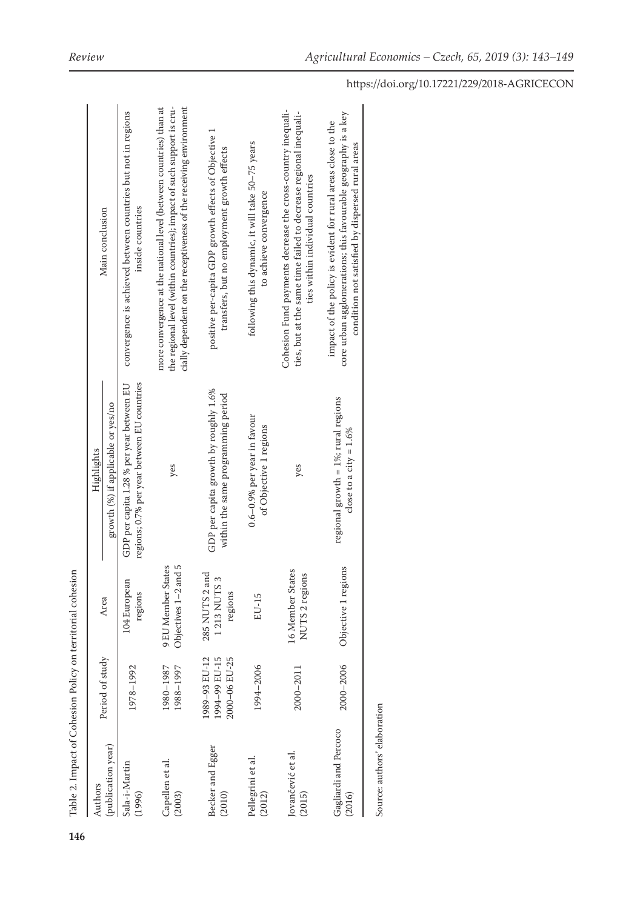Table 2. Impact of Cohesion Policy on territorial cohesion

| Authors (publication year) | Period of study | Area | Highlights | Main conclusion |
|---|---|---|---|---|
| | | | growth (%) if applicable or yes/no | |
| Sala-i-Martin (1996) | 1978–1992 | 104 European regions | GDP per capita 1.28 % per year between EU regions; 0.7% per year between EU countries | convergence is achieved between countries but not in regions inside countries |
| Capellen et al. (2003) | 1980–1987 1988–1997 | 9 EU Member States Objectives 1–2 and 5 | yes | more convergence at the national level (between countries) than at the regional level (within countries); impact of such support is crucially dependent on the receptiveness of the receiving environment |
| Becker and Egger (2010) | 1989–93 EU-12 1994–99 EU-15 2000–06 EU-25 | 285 NUTS 2 and 1 213 NUTS 3 regions | GDP per capita growth by roughly 1.6% within the same programming period | positive per-capita GDP growth effects of Objective 1 transfers, but no employment growth effects |
| Pellegrini et al. (2012) | 1994–2006 | EU-15 | 0.6–0.9% per year in favour of Objective 1 regions | following this dynamic, it will take 50–75 years to achieve convergence |
| Jovančević et al. (2015) | 2000–2011 | 16 Member States NUTS 2 regions | yes | Cohesion Fund payments decrease the cross-country inequalities, but at the same time failed to decrease regional inequalities within individual countries |
| Gagliardi and Percoco (2016) | 2000–2006 | Objective 1 regions | regional growth = 1%; rural regions close to a city = 1.6% | impact of the policy is evident for rural areas close to the core urban agglomerations; this favourable geography is a key condition not satisfied by dispersed rural areas |

Source: authors' elaboration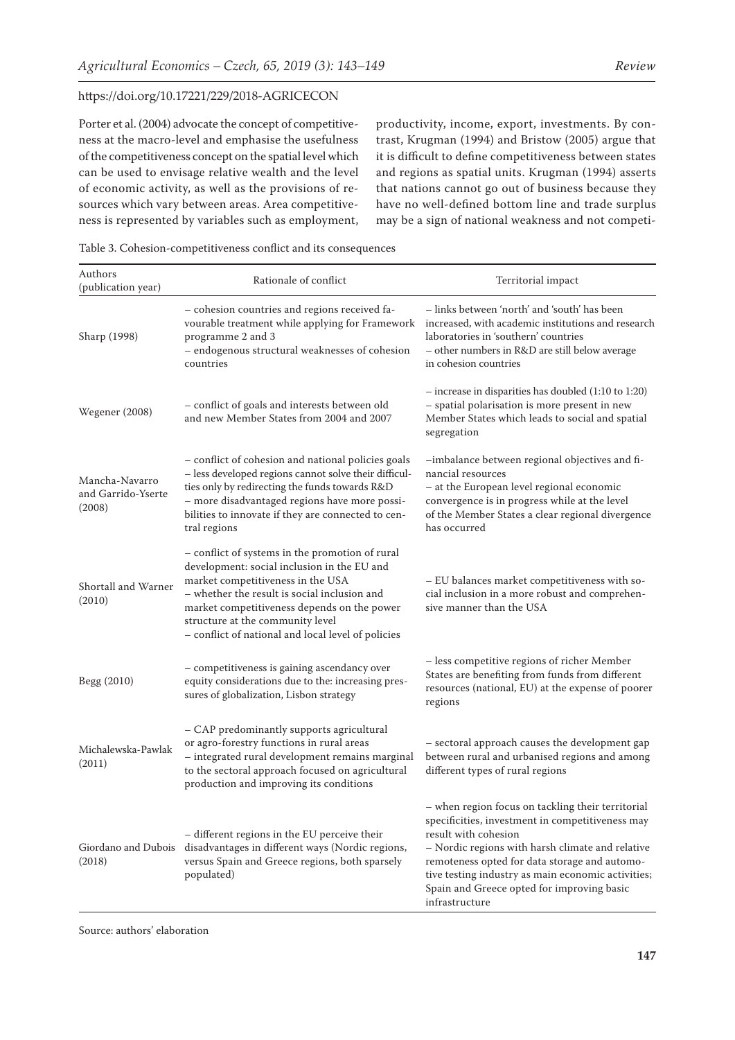Porter et al. (2004) advocate the concept of competitiveness at the macro-level and emphasise the usefulness of the competitiveness concept on the spatial level which can be used to envisage relative wealth and the level of economic activity, as well as the provisions of resources which vary between areas. Area competitiveness is represented by variables such as employment, productivity, income, export, investments. By contrast, Krugman (1994) and Bristow (2005) argue that it is difficult to define competitiveness between states and regions as spatial units. Krugman (1994) asserts that nations cannot go out of business because they have no well-defined bottom line and trade surplus may be a sign of national weakness and not competi-

Table 3. Cohesion-competitiveness conflict and its consequences

| Authors (publication year) | Rationale of conflict | Territorial impact |
|---|---|---|
| Sharp (1998) | – cohesion countries and regions received favourable treatment while applying for Framework programme 2 and 3<br>– endogenous structural weaknesses of cohesion countries | – links between 'north' and 'south' has been increased, with academic institutions and research laboratories in 'southern' countries<br>– other numbers in R&D are still below average in cohesion countries |
| Wegener (2008) | – conflict of goals and interests between old and new Member States from 2004 and 2007 | – increase in disparities has doubled (1:10 to 1:20)<br>– spatial polarisation is more present in new Member States which leads to social and spatial segregation |
| Mancha-Navarro and Garrido-Yserte (2008) | – conflict of cohesion and national policies goals<br>– less developed regions cannot solve their difficulties only by redirecting the funds towards R&D<br>– more disadvantaged regions have more possibilities to innovate if they are connected to central regions | –imbalance between regional objectives and financial resources<br>– at the European level regional economic convergence is in progress while at the level of the Member States a clear regional divergence has occurred |
| Shortall and Warner (2010) | – conflict of systems in the promotion of rural development: social inclusion in the EU and market competitiveness in the USA<br>– whether the result is social inclusion and market competitiveness depends on the power structure at the community level<br>– conflict of national and local level of policies | – EU balances market competitiveness with social inclusion in a more robust and comprehensive manner than the USA |
| Begg (2010) | – competitiveness is gaining ascendancy over equity considerations due to the: increasing pressures of globalization, Lisbon strategy | – less competitive regions of richer Member States are benefiting from funds from different resources (national, EU) at the expense of poorer regions |
| Michalewska-Pawlak (2011) | – CAP predominantly supports agricultural or agro-forestry functions in rural areas<br>– integrated rural development remains marginal to the sectoral approach focused on agricultural production and improving its conditions | – sectoral approach causes the development gap between rural and urbanised regions and among different types of rural regions |
| Giordano and Dubois (2018) | – different regions in the EU perceive their disadvantages in different ways (Nordic regions, versus Spain and Greece regions, both sparsely populated) | – when region focus on tackling their territorial specificities, investment in competitiveness may result with cohesion<br>– Nordic regions with harsh climate and relative remoteness opted for data storage and automotive testing industry as main economic activities; Spain and Greece opted for improving basic infrastructure |

Source: authors' elaboration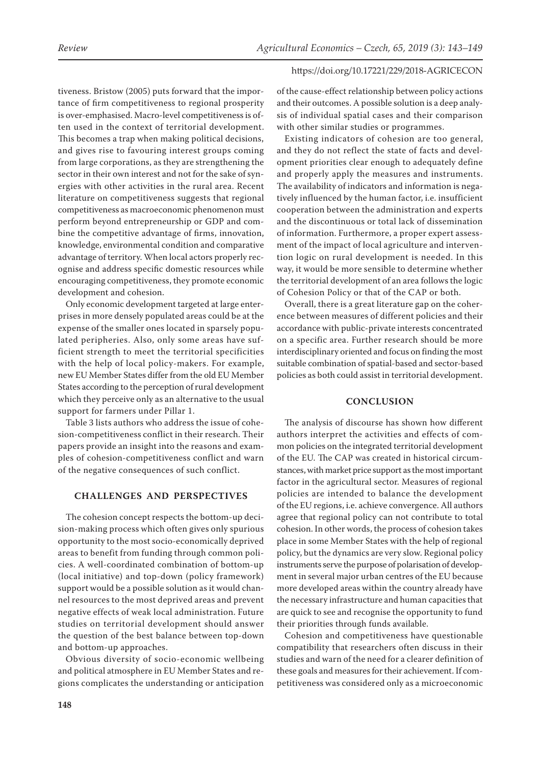tiveness. Bristow (2005) puts forward that the importance of firm competitiveness to regional prosperity is over-emphasised. Macro-level competitiveness is often used in the context of territorial development. This becomes a trap when making political decisions, and gives rise to favouring interest groups coming from large corporations, as they are strengthening the sector in their own interest and not for the sake of synergies with other activities in the rural area. Recent literature on competitiveness suggests that regional competitiveness as macroeconomic phenomenon must perform beyond entrepreneurship or GDP and combine the competitive advantage of firms, innovation, knowledge, environmental condition and comparative advantage of territory. When local actors properly recognise and address specific domestic resources while encouraging competitiveness, they promote economic development and cohesion.

Only economic development targeted at large enterprises in more densely populated areas could be at the expense of the smaller ones located in sparsely populated peripheries. Also, only some areas have sufficient strength to meet the territorial specificities with the help of local policy-makers. For example, new EU Member States differ from the old EU Member States according to the perception of rural development which they perceive only as an alternative to the usual support for farmers under Pillar 1.

Table 3 lists authors who address the issue of cohesion-competitiveness conflict in their research. Their papers provide an insight into the reasons and examples of cohesion-competitiveness conflict and warn of the negative consequences of such conflict.

## CHALLENGES AND PERSPECTIVES

The cohesion concept respects the bottom-up decision-making process which often gives only spurious opportunity to the most socio-economically deprived areas to benefit from funding through common policies. A well-coordinated combination of bottom-up (local initiative) and top-down (policy framework) support would be a possible solution as it would channel resources to the most deprived areas and prevent negative effects of weak local administration. Future studies on territorial development should answer the question of the best balance between top-down and bottom-up approaches.

Obvious diversity of socio-economic wellbeing and political atmosphere in EU Member States and regions complicates the understanding or anticipation of the cause-effect relationship between policy actions and their outcomes. A possible solution is a deep analysis of individual spatial cases and their comparison with other similar studies or programmes.

Existing indicators of cohesion are too general, and they do not reflect the state of facts and development priorities clear enough to adequately define and properly apply the measures and instruments. The availability of indicators and information is negatively influenced by the human factor, i.e. insufficient cooperation between the administration and experts and the discontinuous or total lack of dissemination of information. Furthermore, a proper expert assessment of the impact of local agriculture and intervention logic on rural development is needed. In this way, it would be more sensible to determine whether the territorial development of an area follows the logic of Cohesion Policy or that of the CAP or both.

Overall, there is a great literature gap on the coherence between measures of different policies and their accordance with public-private interests concentrated on a specific area. Further research should be more interdisciplinary oriented and focus on finding the most suitable combination of spatial-based and sector-based policies as both could assist in territorial development.

## CONCLUSION

The analysis of discourse has shown how different authors interpret the activities and effects of common policies on the integrated territorial development of the EU. The CAP was created in historical circumstances, with market price support as the most important factor in the agricultural sector. Measures of regional policies are intended to balance the development of the EU regions, i.e. achieve convergence. All authors agree that regional policy can not contribute to total cohesion. In other words, the process of cohesion takes place in some Member States with the help of regional policy, but the dynamics are very slow. Regional policy instruments serve the purpose of polarisation of development in several major urban centres of the EU because more developed areas within the country already have the necessary infrastructure and human capacities that are quick to see and recognise the opportunity to fund their priorities through funds available.

Cohesion and competitiveness have questionable compatibility that researchers often discuss in their studies and warn of the need for a clearer definition of these goals and measures for their achievement. If competitiveness was considered only as a microeconomic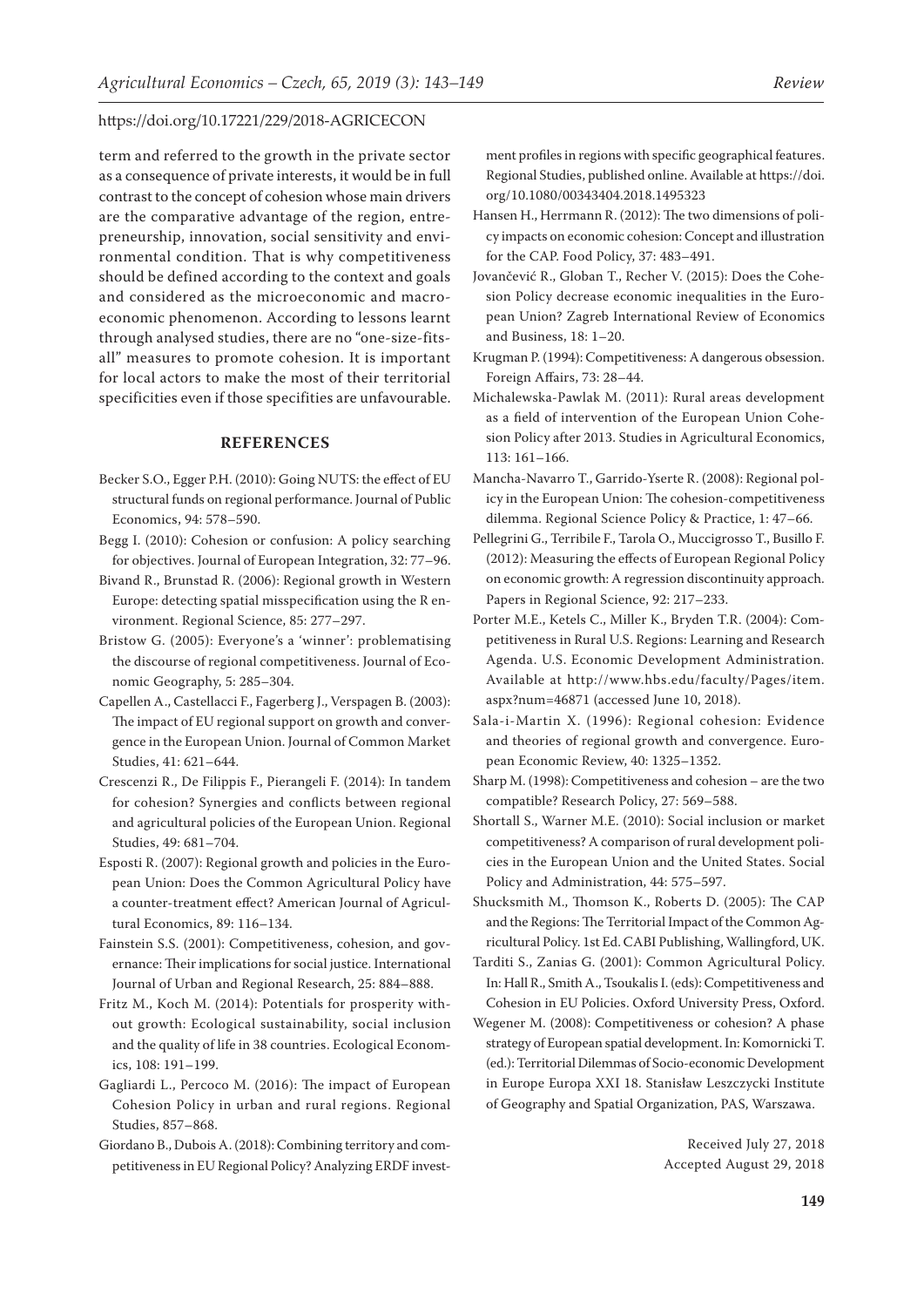term and referred to the growth in the private sector as a consequence of private interests, it would be in full contrast to the concept of cohesion whose main drivers are the comparative advantage of the region, entrepreneurship, innovation, social sensitivity and environmental condition. That is why competitiveness should be defined according to the context and goals and considered as the microeconomic and macroeconomic phenomenon. According to lessons learnt through analysed studies, there are no "one-size-fits-all" measures to promote cohesion. It is important for local actors to make the most of their territorial specificities even if those specificities are unfavourable.

## REFERENCES

Becker S.O., Egger P.H. (2010): Going NUTS: the effect of EU structural funds on regional performance. Journal of Public Economics, 94: 578–590.

Begg I. (2010): Cohesion or confusion: A policy searching for objectives. Journal of European Integration, 32: 77–96.

Bivand R., Brunstad R. (2006): Regional growth in Western Europe: detecting spatial misspecification using the R environment. Regional Science, 85: 277–297.

Bristow G. (2005): Everyone's a 'winner': problematising the discourse of regional competitiveness. Journal of Economic Geography, 5: 285–304.

Capellen A., Castellacci F., Fagerberg J., Verspagen B. (2003): The impact of EU regional support on growth and convergence in the European Union. Journal of Common Market Studies, 41: 621–644.

Crescenzi R., De Filippis F., Pierangeli F. (2014): In tandem for cohesion? Synergies and conflicts between regional and agricultural policies of the European Union. Regional Studies, 49: 681–704.

Esposti R. (2007): Regional growth and policies in the European Union: Does the Common Agricultural Policy have a counter-treatment effect? American Journal of Agricultural Economics, 89: 116–134.

Fainstein S.S. (2001): Competitiveness, cohesion, and governance: Their implications for social justice. International Journal of Urban and Regional Research, 25: 884–888.

Fritz M., Koch M. (2014): Potentials for prosperity without growth: Ecological sustainability, social inclusion and the quality of life in 38 countries. Ecological Economics, 108: 191–199.

Gagliardi L., Percoco M. (2016): The impact of European Cohesion Policy in urban and rural regions. Regional Studies, 857–868.

Giordano B., Dubois A. (2018): Combining territory and competitiveness in EU Regional Policy? Analyzing ERDF investment profiles in regions with specific geographical features. Regional Studies, published online. Available at https://doi.org/10.1080/00343404.2018.1495323

Hansen H., Herrmann R. (2012): The two dimensions of policy impacts on economic cohesion: Concept and illustration for the CAP. Food Policy, 37: 483–491.

Jovančević R., Globan T., Recher V. (2015): Does the Cohesion Policy decrease economic inequalities in the European Union? Zagreb International Review of Economics and Business, 18: 1–20.

Krugman P. (1994): Competitiveness: A dangerous obsession. Foreign Affairs, 73: 28–44.

Michalewska-Pawlak M. (2011): Rural areas development as a field of intervention of the European Union Cohesion Policy after 2013. Studies in Agricultural Economics, 113: 161–166.

Mancha-Navarro T., Garrido-Yserte R. (2008): Regional policy in the European Union: The cohesion-competitiveness dilemma. Regional Science Policy & Practice, 1: 47–66.

Pellegrini G., Terribile F., Tarola O., Muccigrosso T., Busillo F. (2012): Measuring the effects of European Regional Policy on economic growth: A regression discontinuity approach. Papers in Regional Science, 92: 217–233.

Porter M.E., Ketels C., Miller K., Bryden T.R. (2004): Competitiveness in Rural U.S. Regions: Learning and Research Agenda. U.S. Economic Development Administration. Available at http://www.hbs.edu/faculty/Pages/item.aspx?num=46871 (accessed June 10, 2018).

Sala-i-Martin X. (1996): Regional cohesion: Evidence and theories of regional growth and convergence. European Economic Review, 40: 1325–1352.

Sharp M. (1998): Competitiveness and cohesion – are the two compatible? Research Policy, 27: 569–588.

Shortall S., Warner M.E. (2010): Social inclusion or market competitiveness? A comparison of rural development policies in the European Union and the United States. Social Policy and Administration, 44: 575–597.

Shucksmith M., Thomson K., Roberts D. (2005): The CAP and the Regions: The Territorial Impact of the Common Agricultural Policy. 1st Ed. CABI Publishing, Wallingford, UK.

Tarditi S., Zanias G. (2001): Common Agricultural Policy. In: Hall R., Smith A., Tsoukalis I. (eds): Competitiveness and Cohesion in EU Policies. Oxford University Press, Oxford.

Wegener M. (2008): Competitiveness or cohesion? A phase strategy of European spatial development. In: Komornicki T. (ed.): Territorial Dilemmas of Socio-economic Development in Europe Europa XXI 18. Stanisław Leszczycki Institute of Geography and Spatial Organization, PAS, Warszawa.

Received July 27, 2018
Accepted August 29, 2018